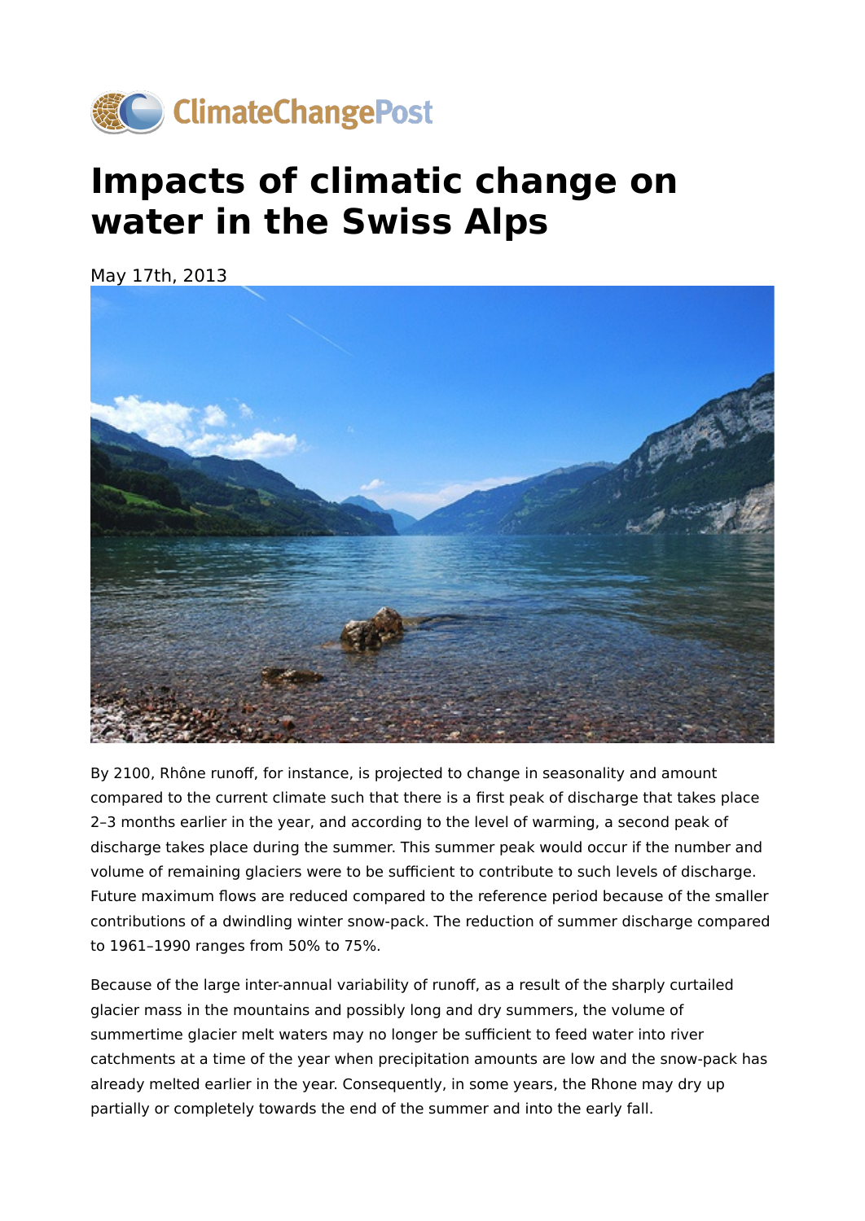ClimateChangePost

# Impacts of climatic change on water in the Swiss Alps

May 17th, 2013

By 2100, Rhône runoff, for instance, is projected to change in seasonality and amount compared to the current climate such that there is a first peak of discharge that takes place 2–3 months earlier in the year, and according to the level of warming, a second peak of discharge takes place during the summer. This summer peak would occur if the number and volume of remaining glaciers were to be sufficient to contribute to such levels of discharge. Future maximum flows are reduced compared to the reference period because of the smaller contributions of a dwindling winter snow-pack. The reduction of summer discharge compared to 1961–1990 ranges from 50% to 75%.

Because of the large inter-annual variability of runoff, as a result of the sharply curtailed glacier mass in the mountains and possibly long and dry summers, the volume of summertime glacier melt waters may no longer be sufficient to feed water into river catchments at a time of the year when precipitation amounts are low and the snow-pack has already melted earlier in the year. Consequently, in some years, the Rhone may dry up partially or completely towards the end of the summer and into the early fall.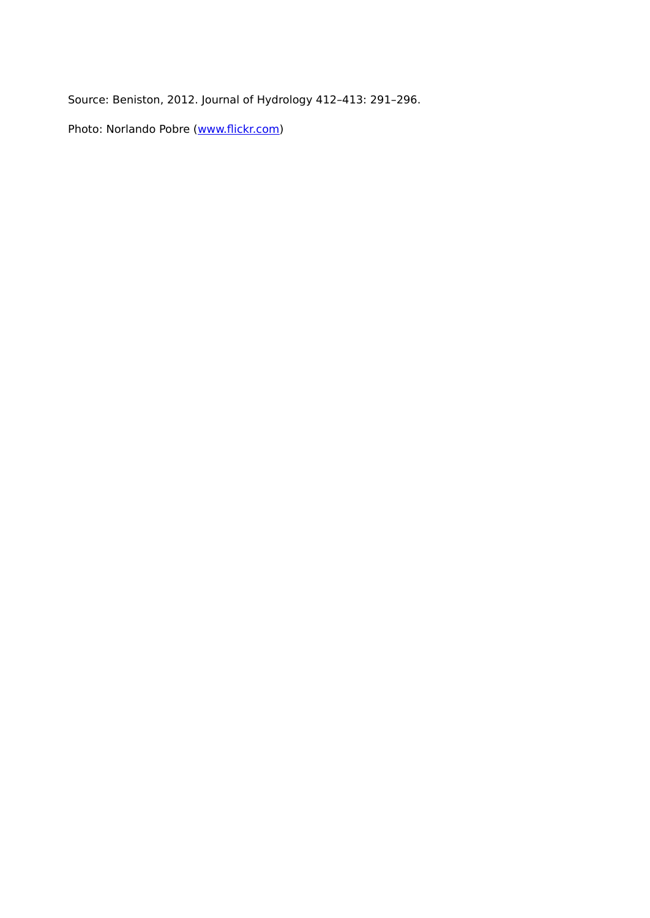Source: Beniston, 2012. Journal of Hydrology 412–413: 291–296.

Photo: Norlando Pobre ([www.flickr.com](www.flickr.com))